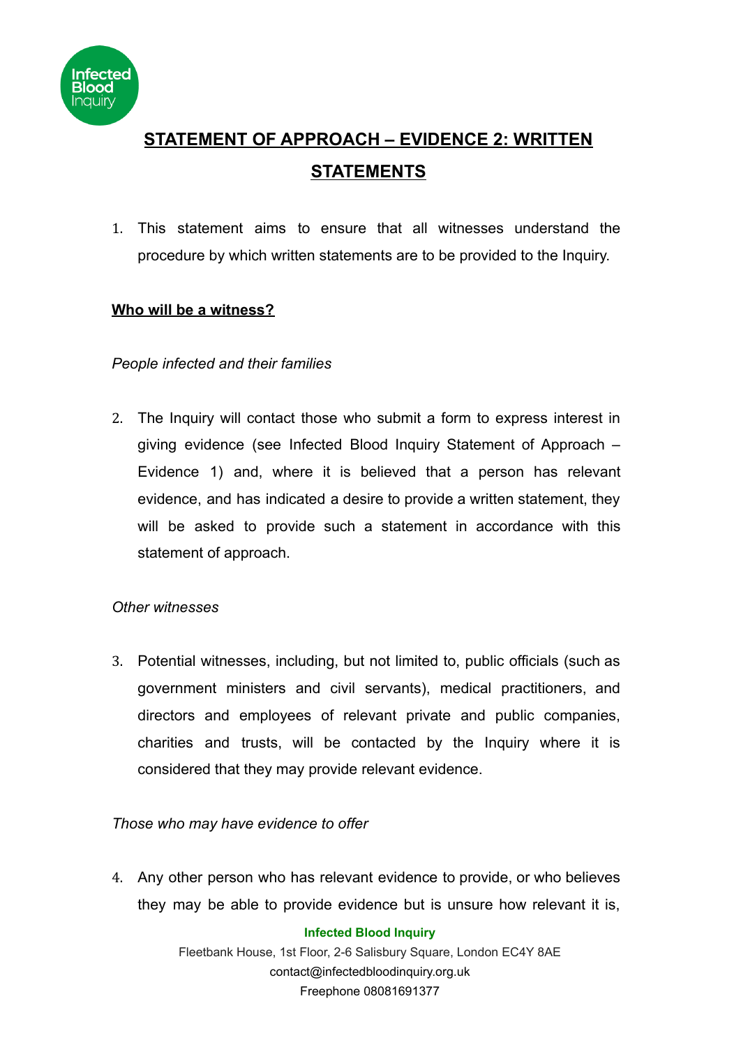# STATEMENT OF APPROACH – EVIDENCE 2: WRITTEN STATEMENTS

1. This statement aims to ensure that all witnesses understand the procedure by which written statements are to be provided to the Inquiry.

## Who will be a witness?

*People infected and their families*

2. The Inquiry will contact those who submit a form to express interest in giving evidence (see Infected Blood Inquiry Statement of Approach – Evidence 1) and, where it is believed that a person has relevant evidence, and has indicated a desire to provide a written statement, they will be asked to provide such a statement in accordance with this statement of approach.

*Other witnesses*

3. Potential witnesses, including, but not limited to, public officials (such as government ministers and civil servants), medical practitioners, and directors and employees of relevant private and public companies, charities and trusts, will be contacted by the Inquiry where it is considered that they may provide relevant evidence.

*Those who may have evidence to offer*

4. Any other person who has relevant evidence to provide, or who believes they may be able to provide evidence but is unsure how relevant it is,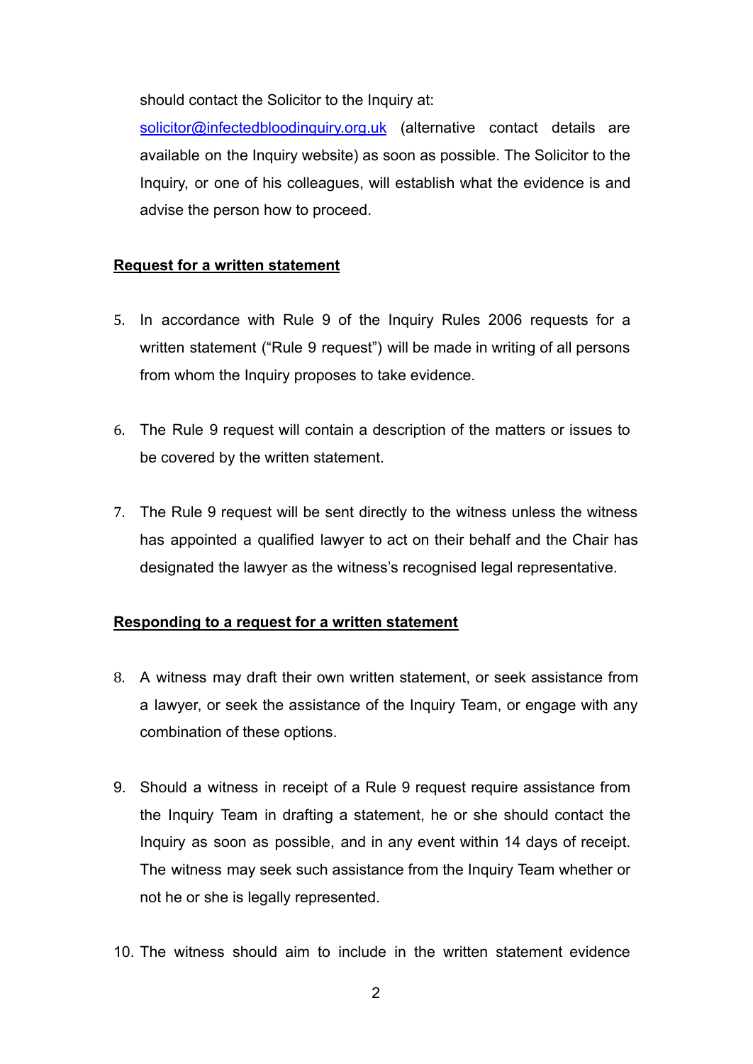should contact the Solicitor to the Inquiry at: solicitor@infectedbloodinquiry.org.uk (alternative contact details are available on the Inquiry website) as soon as possible. The Solicitor to the Inquiry, or one of his colleagues, will establish what the evidence is and advise the person how to proceed.

**Request for a written statement**

5. In accordance with Rule 9 of the Inquiry Rules 2006 requests for a written statement ("Rule 9 request") will be made in writing of all persons from whom the Inquiry proposes to take evidence.

6. The Rule 9 request will contain a description of the matters or issues to be covered by the written statement.

7. The Rule 9 request will be sent directly to the witness unless the witness has appointed a qualified lawyer to act on their behalf and the Chair has designated the lawyer as the witness's recognised legal representative.

**Responding to a request for a written statement**

8. A witness may draft their own written statement, or seek assistance from a lawyer, or seek the assistance of the Inquiry Team, or engage with any combination of these options.

9. Should a witness in receipt of a Rule 9 request require assistance from the Inquiry Team in drafting a statement, he or she should contact the Inquiry as soon as possible, and in any event within 14 days of receipt. The witness may seek such assistance from the Inquiry Team whether or not he or she is legally represented.

10. The witness should aim to include in the written statement evidence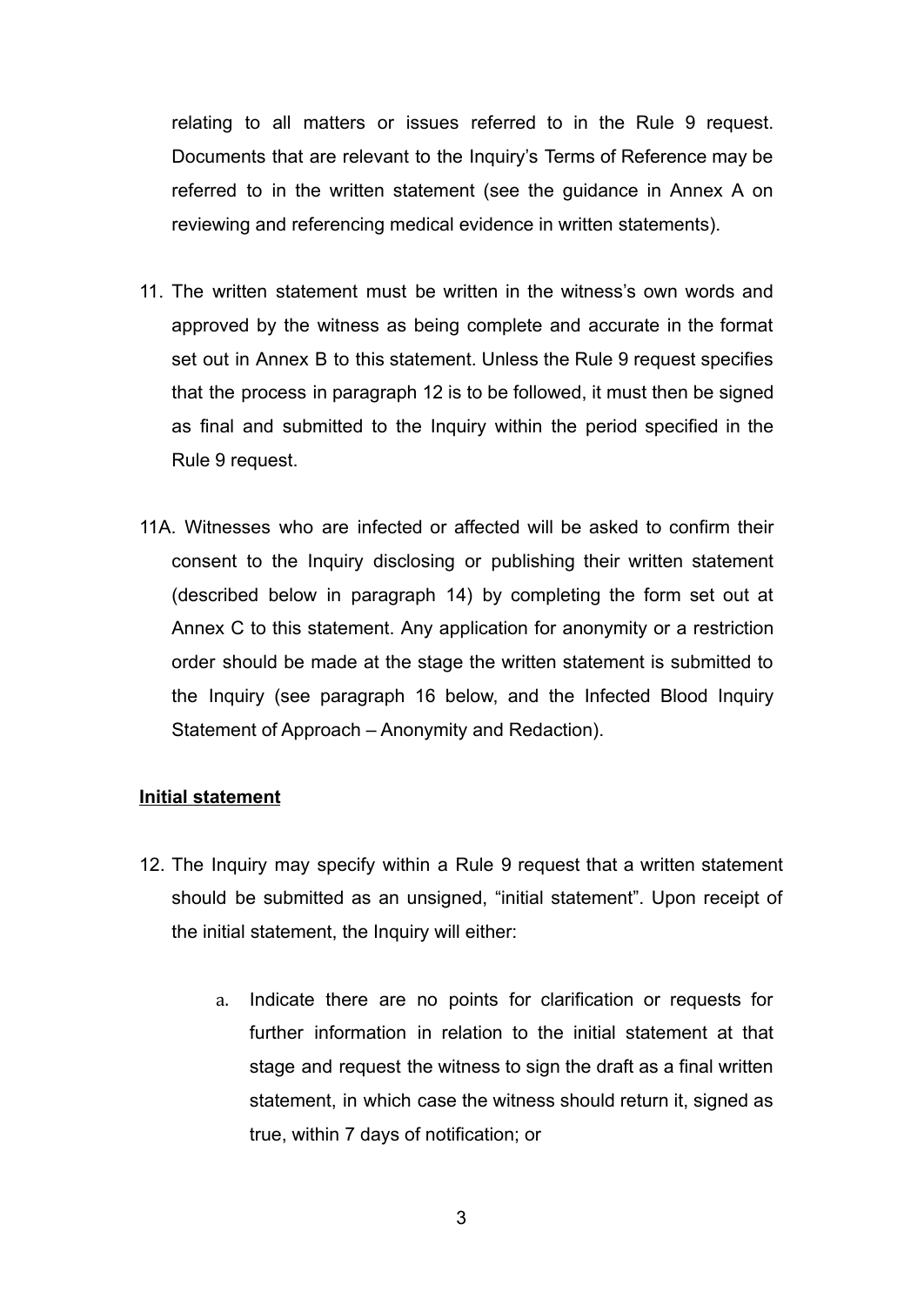relating to all matters or issues referred to in the Rule 9 request. Documents that are relevant to the Inquiry's Terms of Reference may be referred to in the written statement (see the guidance in Annex A on reviewing and referencing medical evidence in written statements).

11. The written statement must be written in the witness's own words and approved by the witness as being complete and accurate in the format set out in Annex B to this statement. Unless the Rule 9 request specifies that the process in paragraph 12 is to be followed, it must then be signed as final and submitted to the Inquiry within the period specified in the Rule 9 request.

11A. Witnesses who are infected or affected will be asked to confirm their consent to the Inquiry disclosing or publishing their written statement (described below in paragraph 14) by completing the form set out at Annex C to this statement. Any application for anonymity or a restriction order should be made at the stage the written statement is submitted to the Inquiry (see paragraph 16 below, and the Infected Blood Inquiry Statement of Approach – Anonymity and Redaction).

**Initial statement**

12. The Inquiry may specify within a Rule 9 request that a written statement should be submitted as an unsigned, "initial statement". Upon receipt of the initial statement, the Inquiry will either:

    a. Indicate there are no points for clarification or requests for further information in relation to the initial statement at that stage and request the witness to sign the draft as a final written statement, in which case the witness should return it, signed as true, within 7 days of notification; or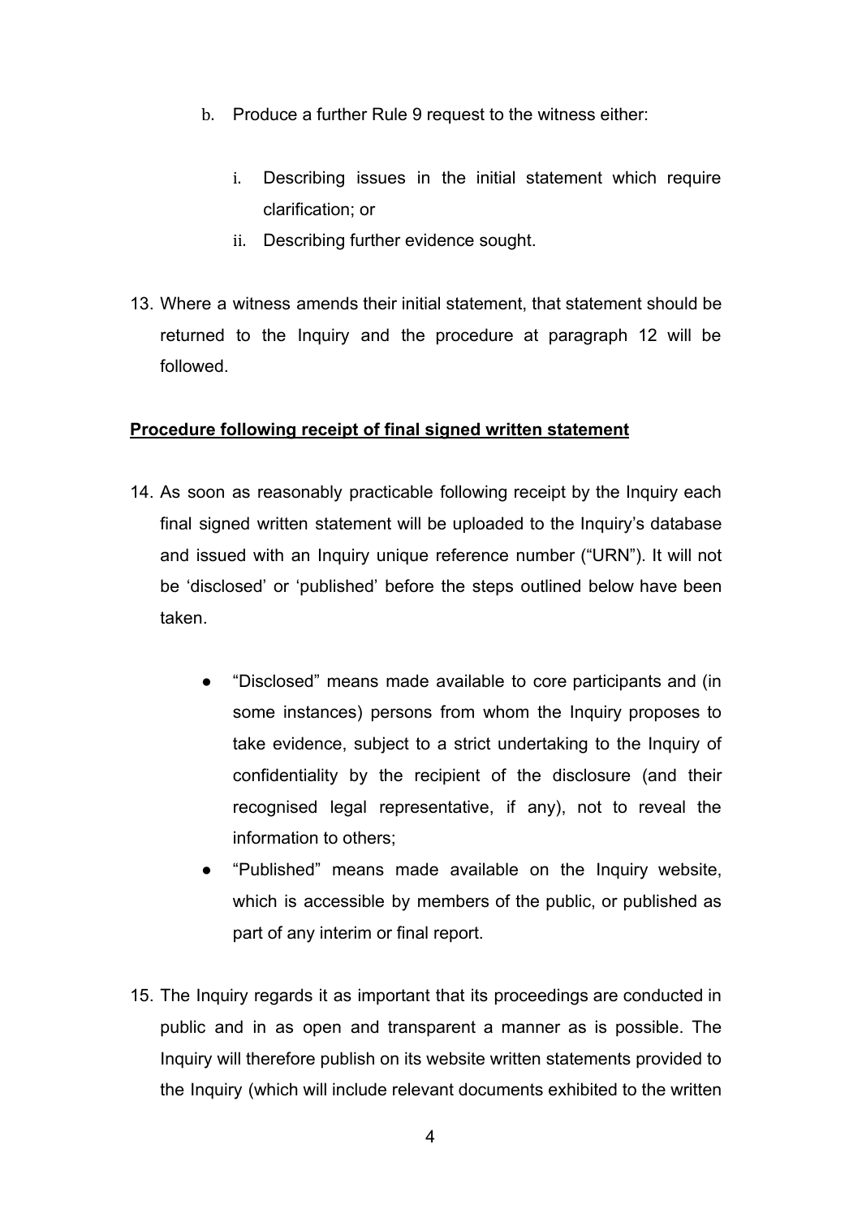b. Produce a further Rule 9 request to the witness either:

    i. Describing issues in the initial statement which require clarification; or

    ii. Describing further evidence sought.

13. Where a witness amends their initial statement, that statement should be returned to the Inquiry and the procedure at paragraph 12 will be followed.

**<u>Procedure following receipt of final signed written statement</u>**

14. As soon as reasonably practicable following receipt by the Inquiry each final signed written statement will be uploaded to the Inquiry's database and issued with an Inquiry unique reference number ("URN"). It will not be 'disclosed' or 'published' before the steps outlined below have been taken.

    - "Disclosed" means made available to core participants and (in some instances) persons from whom the Inquiry proposes to take evidence, subject to a strict undertaking to the Inquiry of confidentiality by the recipient of the disclosure (and their recognised legal representative, if any), not to reveal the information to others;
    - "Published" means made available on the Inquiry website, which is accessible by members of the public, or published as part of any interim or final report.

15. The Inquiry regards it as important that its proceedings are conducted in public and in as open and transparent a manner as is possible. The Inquiry will therefore publish on its website written statements provided to the Inquiry (which will include relevant documents exhibited to the written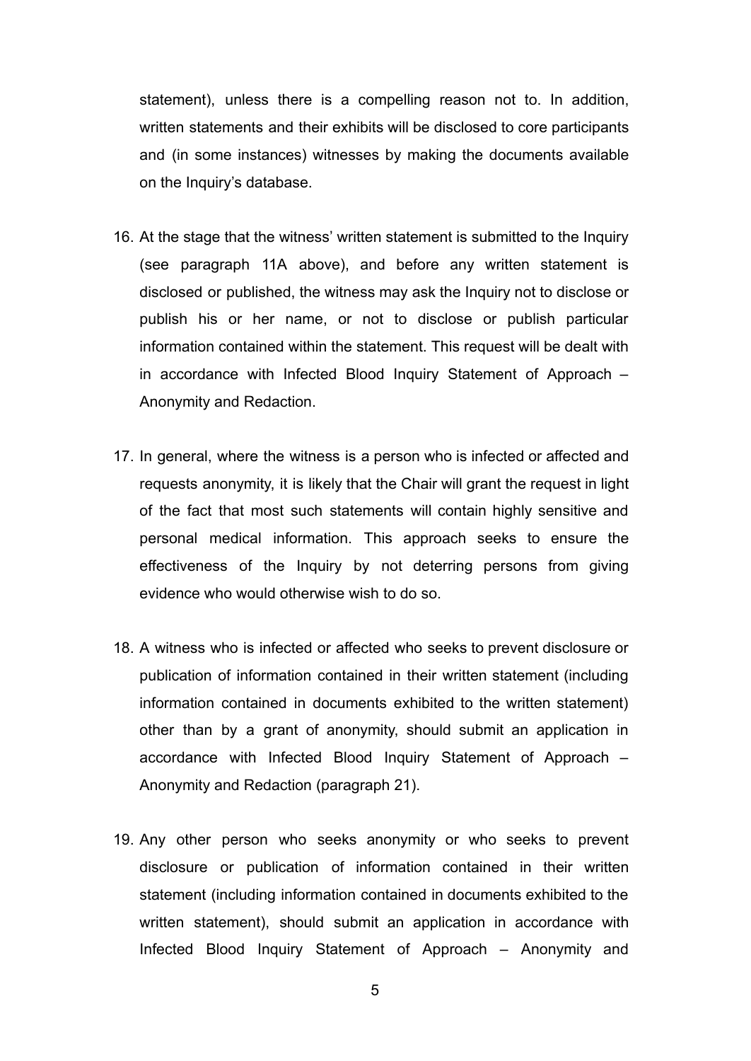statement), unless there is a compelling reason not to. In addition, written statements and their exhibits will be disclosed to core participants and (in some instances) witnesses by making the documents available on the Inquiry's database.

16. At the stage that the witness' written statement is submitted to the Inquiry (see paragraph 11A above), and before any written statement is disclosed or published, the witness may ask the Inquiry not to disclose or publish his or her name, or not to disclose or publish particular information contained within the statement. This request will be dealt with in accordance with Infected Blood Inquiry Statement of Approach – Anonymity and Redaction.

17. In general, where the witness is a person who is infected or affected and requests anonymity, it is likely that the Chair will grant the request in light of the fact that most such statements will contain highly sensitive and personal medical information. This approach seeks to ensure the effectiveness of the Inquiry by not deterring persons from giving evidence who would otherwise wish to do so.

18. A witness who is infected or affected who seeks to prevent disclosure or publication of information contained in their written statement (including information contained in documents exhibited to the written statement) other than by a grant of anonymity, should submit an application in accordance with Infected Blood Inquiry Statement of Approach – Anonymity and Redaction (paragraph 21).

19. Any other person who seeks anonymity or who seeks to prevent disclosure or publication of information contained in their written statement (including information contained in documents exhibited to the written statement), should submit an application in accordance with Infected Blood Inquiry Statement of Approach – Anonymity and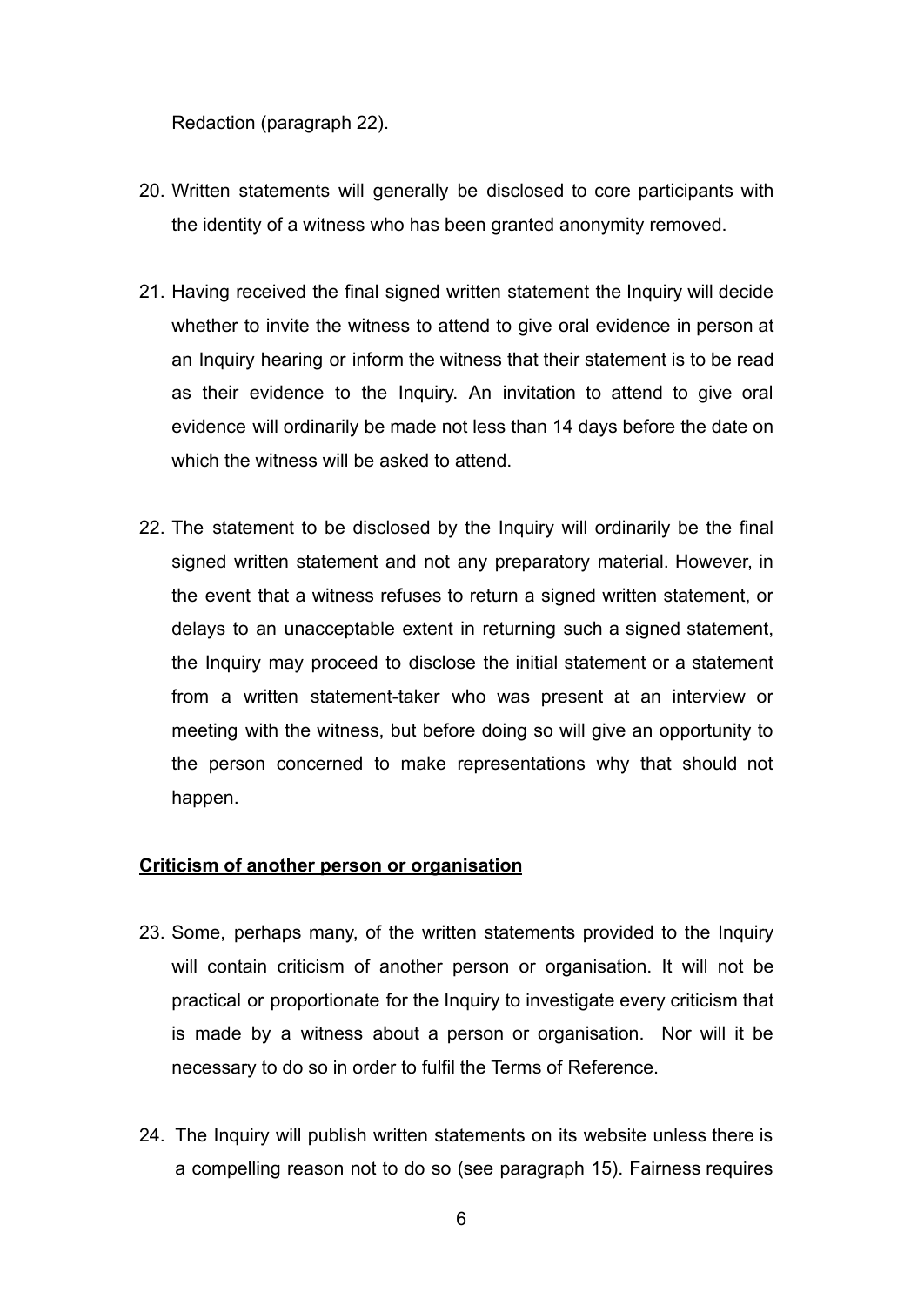Redaction (paragraph 22).

20. Written statements will generally be disclosed to core participants with the identity of a witness who has been granted anonymity removed.

21. Having received the final signed written statement the Inquiry will decide whether to invite the witness to attend to give oral evidence in person at an Inquiry hearing or inform the witness that their statement is to be read as their evidence to the Inquiry. An invitation to attend to give oral evidence will ordinarily be made not less than 14 days before the date on which the witness will be asked to attend.

22. The statement to be disclosed by the Inquiry will ordinarily be the final signed written statement and not any preparatory material. However, in the event that a witness refuses to return a signed written statement, or delays to an unacceptable extent in returning such a signed statement, the Inquiry may proceed to disclose the initial statement or a statement from a written statement-taker who was present at an interview or meeting with the witness, but before doing so will give an opportunity to the person concerned to make representations why that should not happen.

**Criticism of another person or organisation**

23. Some, perhaps many, of the written statements provided to the Inquiry will contain criticism of another person or organisation. It will not be practical or proportionate for the Inquiry to investigate every criticism that is made by a witness about a person or organisation. Nor will it be necessary to do so in order to fulfil the Terms of Reference.

24. The Inquiry will publish written statements on its website unless there is a compelling reason not to do so (see paragraph 15). Fairness requires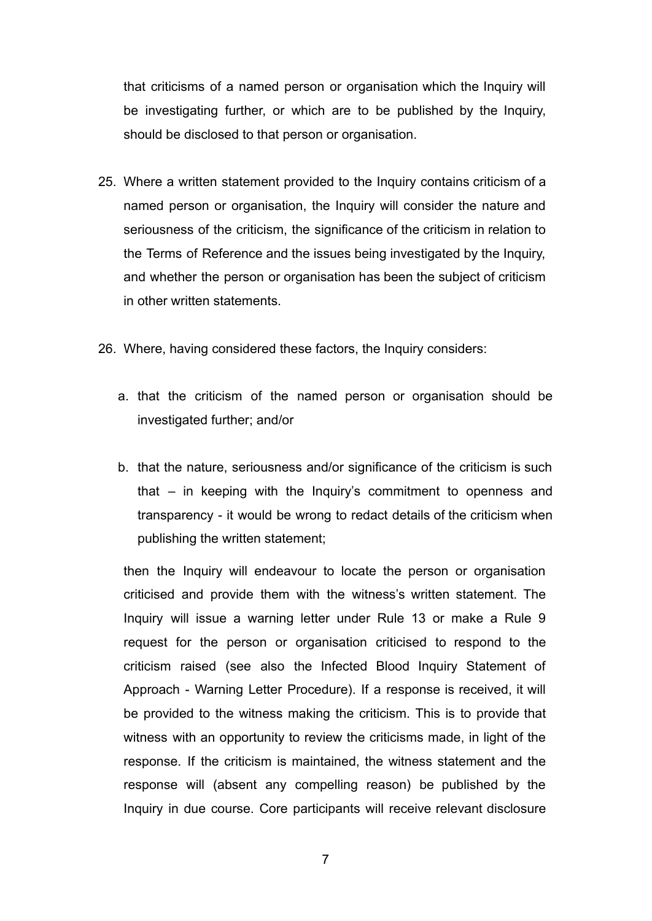that criticisms of a named person or organisation which the Inquiry will be investigating further, or which are to be published by the Inquiry, should be disclosed to that person or organisation.

25. Where a written statement provided to the Inquiry contains criticism of a named person or organisation, the Inquiry will consider the nature and seriousness of the criticism, the significance of the criticism in relation to the Terms of Reference and the issues being investigated by the Inquiry, and whether the person or organisation has been the subject of criticism in other written statements.

26. Where, having considered these factors, the Inquiry considers:

    a. that the criticism of the named person or organisation should be investigated further; and/or

    b. that the nature, seriousness and/or significance of the criticism is such that – in keeping with the Inquiry's commitment to openness and transparency - it would be wrong to redact details of the criticism when publishing the written statement;

    then the Inquiry will endeavour to locate the person or organisation criticised and provide them with the witness's written statement. The Inquiry will issue a warning letter under Rule 13 or make a Rule 9 request for the person or organisation criticised to respond to the criticism raised (see also the Infected Blood Inquiry Statement of Approach - Warning Letter Procedure). If a response is received, it will be provided to the witness making the criticism. This is to provide that witness with an opportunity to review the criticisms made, in light of the response. If the criticism is maintained, the witness statement and the response will (absent any compelling reason) be published by the Inquiry in due course. Core participants will receive relevant disclosure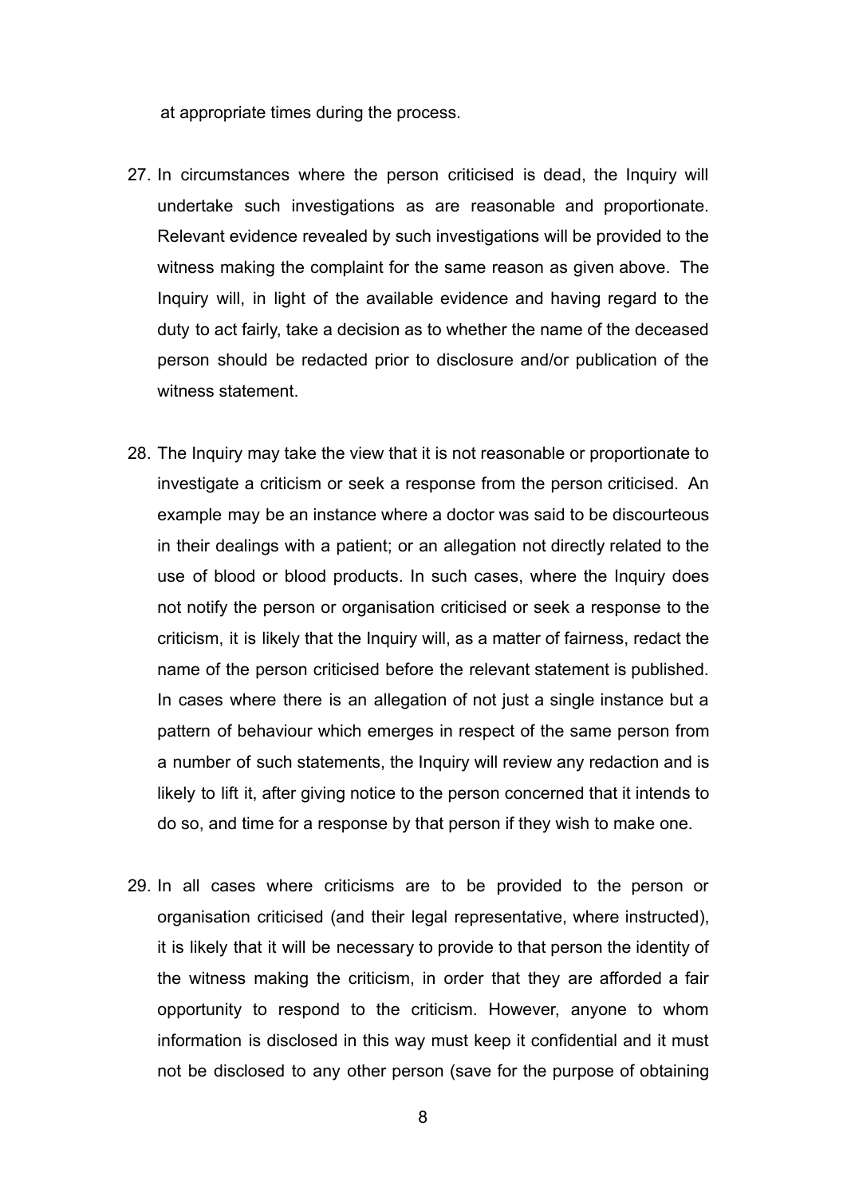at appropriate times during the process.

27. In circumstances where the person criticised is dead, the Inquiry will undertake such investigations as are reasonable and proportionate. Relevant evidence revealed by such investigations will be provided to the witness making the complaint for the same reason as given above. The Inquiry will, in light of the available evidence and having regard to the duty to act fairly, take a decision as to whether the name of the deceased person should be redacted prior to disclosure and/or publication of the witness statement.

28. The Inquiry may take the view that it is not reasonable or proportionate to investigate a criticism or seek a response from the person criticised. An example may be an instance where a doctor was said to be discourteous in their dealings with a patient; or an allegation not directly related to the use of blood or blood products. In such cases, where the Inquiry does not notify the person or organisation criticised or seek a response to the criticism, it is likely that the Inquiry will, as a matter of fairness, redact the name of the person criticised before the relevant statement is published. In cases where there is an allegation of not just a single instance but a pattern of behaviour which emerges in respect of the same person from a number of such statements, the Inquiry will review any redaction and is likely to lift it, after giving notice to the person concerned that it intends to do so, and time for a response by that person if they wish to make one.

29. In all cases where criticisms are to be provided to the person or organisation criticised (and their legal representative, where instructed), it is likely that it will be necessary to provide to that person the identity of the witness making the criticism, in order that they are afforded a fair opportunity to respond to the criticism. However, anyone to whom information is disclosed in this way must keep it confidential and it must not be disclosed to any other person (save for the purpose of obtaining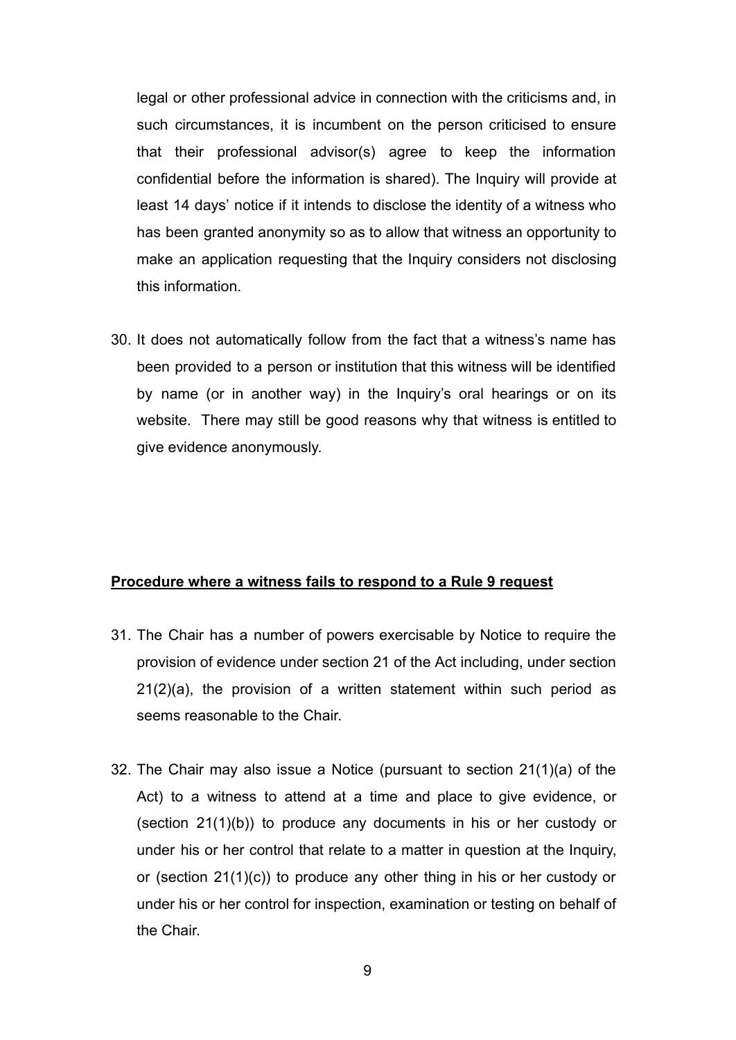legal or other professional advice in connection with the criticisms and, in such circumstances, it is incumbent on the person criticised to ensure that their professional advisor(s) agree to keep the information confidential before the information is shared). The Inquiry will provide at least 14 days' notice if it intends to disclose the identity of a witness who has been granted anonymity so as to allow that witness an opportunity to make an application requesting that the Inquiry considers not disclosing this information.

30. It does not automatically follow from the fact that a witness's name has been provided to a person or institution that this witness will be identified by name (or in another way) in the Inquiry's oral hearings or on its website. There may still be good reasons why that witness is entitled to give evidence anonymously.

**Procedure where a witness fails to respond to a Rule 9 request**

31. The Chair has a number of powers exercisable by Notice to require the provision of evidence under section 21 of the Act including, under section 21(2)(a), the provision of a written statement within such period as seems reasonable to the Chair.

32. The Chair may also issue a Notice (pursuant to section 21(1)(a) of the Act) to a witness to attend at a time and place to give evidence, or (section 21(1)(b)) to produce any documents in his or her custody or under his or her control that relate to a matter in question at the Inquiry, or (section 21(1)(c)) to produce any other thing in his or her custody or under his or her control for inspection, examination or testing on behalf of the Chair.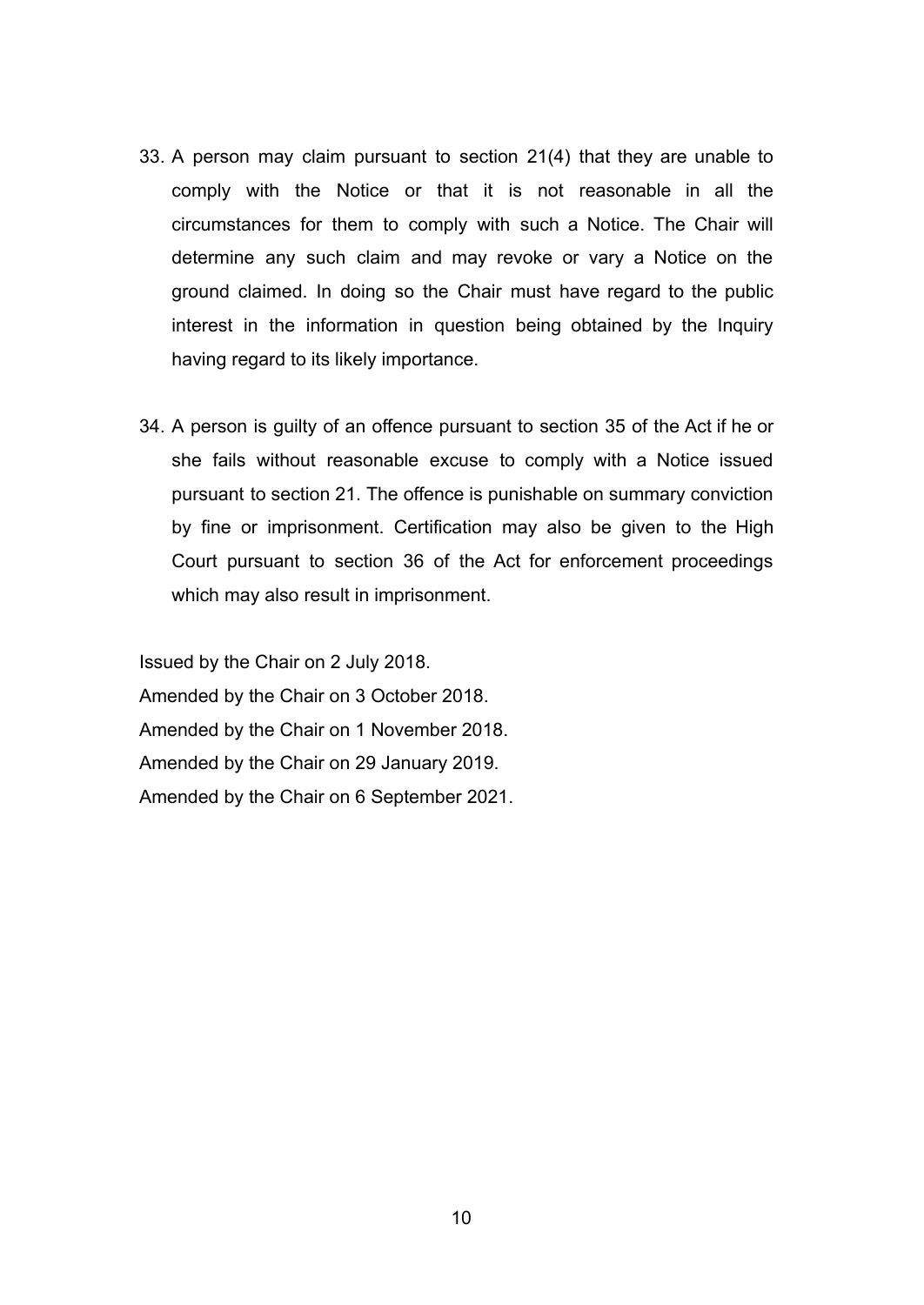33. A person may claim pursuant to section 21(4) that they are unable to comply with the Notice or that it is not reasonable in all the circumstances for them to comply with such a Notice. The Chair will determine any such claim and may revoke or vary a Notice on the ground claimed. In doing so the Chair must have regard to the public interest in the information in question being obtained by the Inquiry having regard to its likely importance.

34. A person is guilty of an offence pursuant to section 35 of the Act if he or she fails without reasonable excuse to comply with a Notice issued pursuant to section 21. The offence is punishable on summary conviction by fine or imprisonment. Certification may also be given to the High Court pursuant to section 36 of the Act for enforcement proceedings which may also result in imprisonment.

Issued by the Chair on 2 July 2018.
Amended by the Chair on 3 October 2018.
Amended by the Chair on 1 November 2018.
Amended by the Chair on 29 January 2019.
Amended by the Chair on 6 September 2021.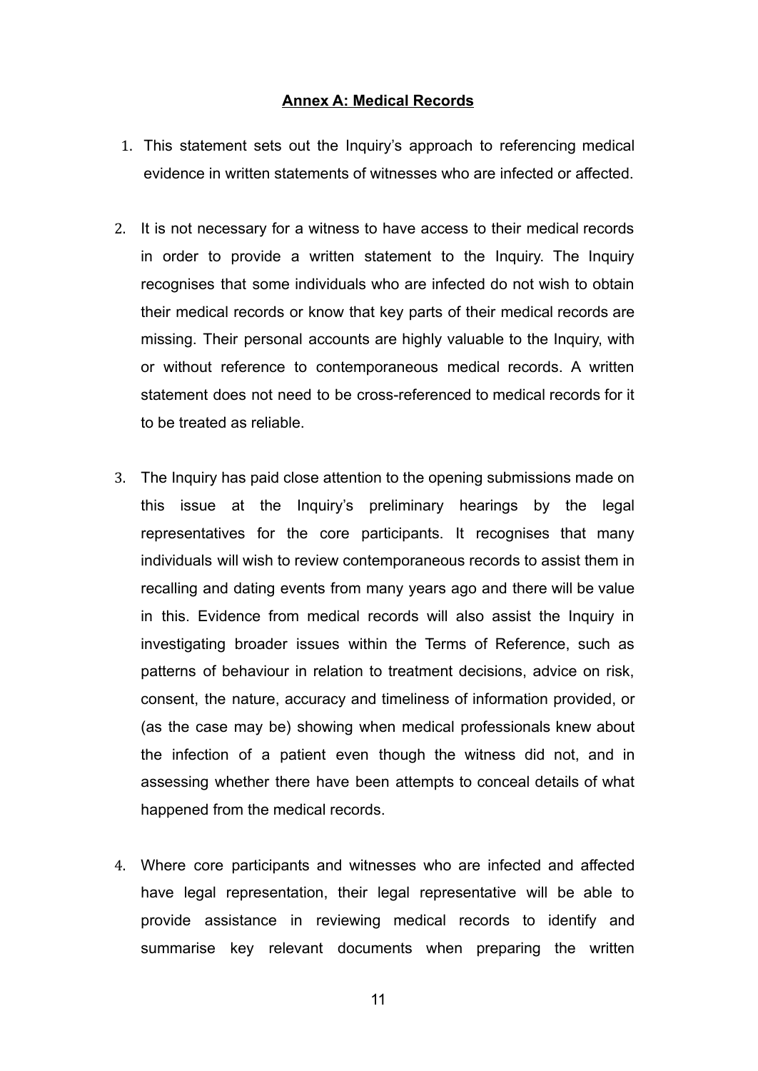## Annex A: Medical Records

1. This statement sets out the Inquiry's approach to referencing medical evidence in written statements of witnesses who are infected or affected.

2. It is not necessary for a witness to have access to their medical records in order to provide a written statement to the Inquiry. The Inquiry recognises that some individuals who are infected do not wish to obtain their medical records or know that key parts of their medical records are missing. Their personal accounts are highly valuable to the Inquiry, with or without reference to contemporaneous medical records. A written statement does not need to be cross-referenced to medical records for it to be treated as reliable.

3. The Inquiry has paid close attention to the opening submissions made on this issue at the Inquiry's preliminary hearings by the legal representatives for the core participants. It recognises that many individuals will wish to review contemporaneous records to assist them in recalling and dating events from many years ago and there will be value in this. Evidence from medical records will also assist the Inquiry in investigating broader issues within the Terms of Reference, such as patterns of behaviour in relation to treatment decisions, advice on risk, consent, the nature, accuracy and timeliness of information provided, or (as the case may be) showing when medical professionals knew about the infection of a patient even though the witness did not, and in assessing whether there have been attempts to conceal details of what happened from the medical records.

4. Where core participants and witnesses who are infected and affected have legal representation, their legal representative will be able to provide assistance in reviewing medical records to identify and summarise key relevant documents when preparing the written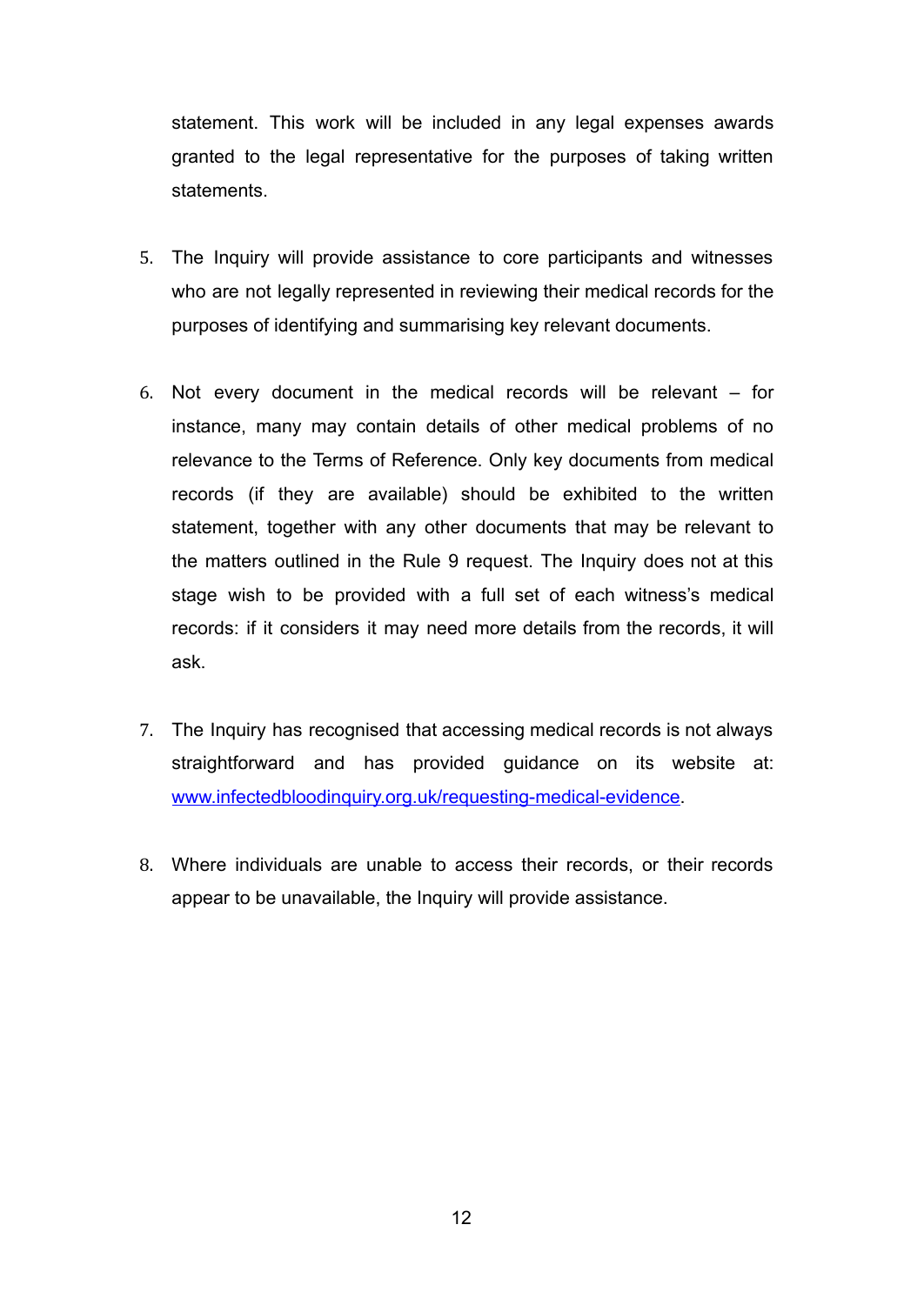statement. This work will be included in any legal expenses awards granted to the legal representative for the purposes of taking written statements.

5. The Inquiry will provide assistance to core participants and witnesses who are not legally represented in reviewing their medical records for the purposes of identifying and summarising key relevant documents.

6. Not every document in the medical records will be relevant – for instance, many may contain details of other medical problems of no relevance to the Terms of Reference. Only key documents from medical records (if they are available) should be exhibited to the written statement, together with any other documents that may be relevant to the matters outlined in the Rule 9 request. The Inquiry does not at this stage wish to be provided with a full set of each witness's medical records: if it considers it may need more details from the records, it will ask.

7. The Inquiry has recognised that accessing medical records is not always straightforward and has provided guidance on its website at: [www.infectedbloodinquiry.org.uk/requesting-medical-evidence](www.infectedbloodinquiry.org.uk/requesting-medical-evidence).

8. Where individuals are unable to access their records, or their records appear to be unavailable, the Inquiry will provide assistance.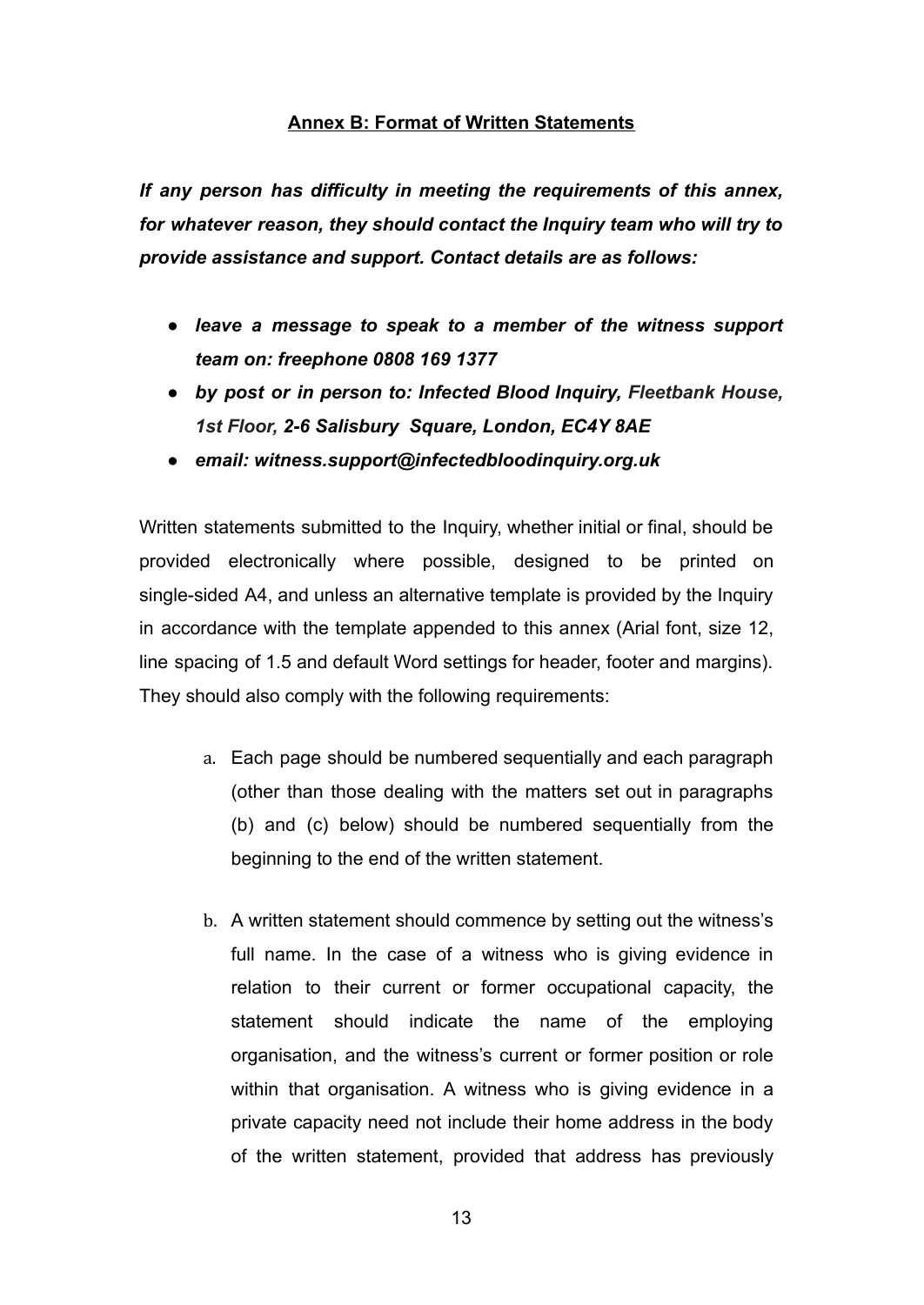**Annex B: Format of Written Statements**

***If any person has difficulty in meeting the requirements of this annex, for whatever reason, they should contact the Inquiry team who will try to provide assistance and support. Contact details are as follows:***

- ***leave a message to speak to a member of the witness support team on: freephone 0808 169 1377***
- ***by post or in person to: Infected Blood Inquiry, Fleetbank House, 1st Floor, 2-6 Salisbury Square, London, EC4Y 8AE***
- ***email: witness.support@infectedbloodinquiry.org.uk***

Written statements submitted to the Inquiry, whether initial or final, should be provided electronically where possible, designed to be printed on single-sided A4, and unless an alternative template is provided by the Inquiry in accordance with the template appended to this annex (Arial font, size 12, line spacing of 1.5 and default Word settings for header, footer and margins). They should also comply with the following requirements:

a. Each page should be numbered sequentially and each paragraph (other than those dealing with the matters set out in paragraphs (b) and (c) below) should be numbered sequentially from the beginning to the end of the written statement.

b. A written statement should commence by setting out the witness's full name. In the case of a witness who is giving evidence in relation to their current or former occupational capacity, the statement should indicate the name of the employing organisation, and the witness's current or former position or role within that organisation. A witness who is giving evidence in a private capacity need not include their home address in the body of the written statement, provided that address has previously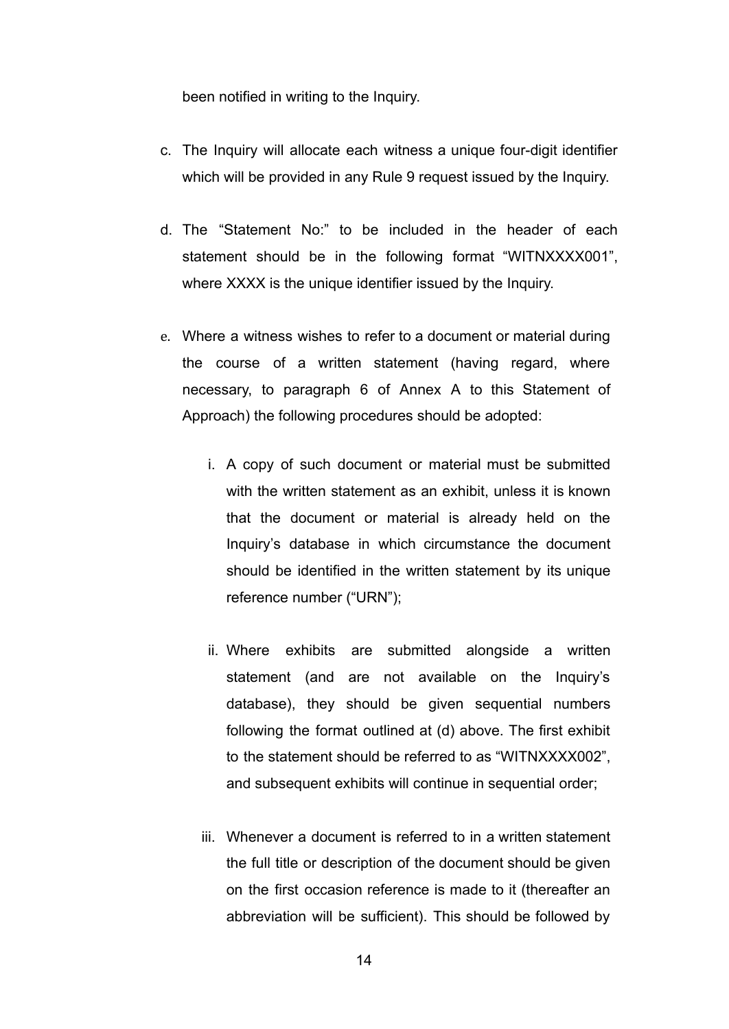been notified in writing to the Inquiry.

c. The Inquiry will allocate each witness a unique four-digit identifier which will be provided in any Rule 9 request issued by the Inquiry.

d. The "Statement No:" to be included in the header of each statement should be in the following format "WITNXXXX001", where XXXX is the unique identifier issued by the Inquiry.

e. Where a witness wishes to refer to a document or material during the course of a written statement (having regard, where necessary, to paragraph 6 of Annex A to this Statement of Approach) the following procedures should be adopted:

   i. A copy of such document or material must be submitted with the written statement as an exhibit, unless it is known that the document or material is already held on the Inquiry's database in which circumstance the document should be identified in the written statement by its unique reference number ("URN");

   ii. Where exhibits are submitted alongside a written statement (and are not available on the Inquiry's database), they should be given sequential numbers following the format outlined at (d) above. The first exhibit to the statement should be referred to as "WITNXXXX002", and subsequent exhibits will continue in sequential order;

   iii. Whenever a document is referred to in a written statement the full title or description of the document should be given on the first occasion reference is made to it (thereafter an abbreviation will be sufficient). This should be followed by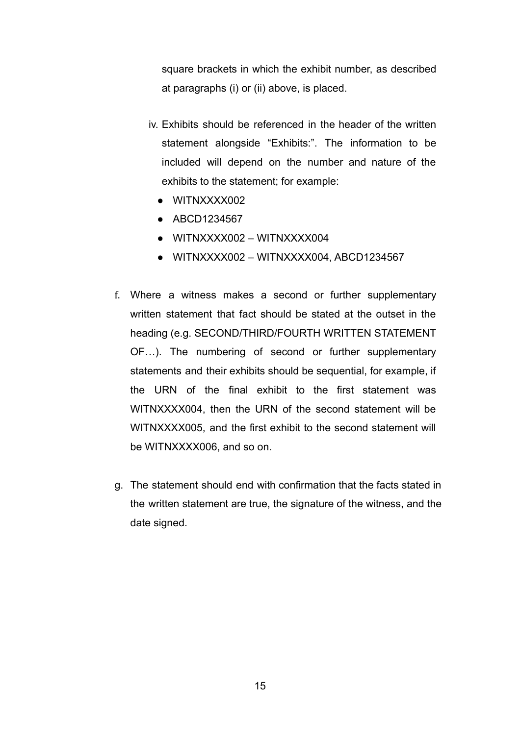square brackets in which the exhibit number, as described at paragraphs (i) or (ii) above, is placed.

iv. Exhibits should be referenced in the header of the written statement alongside "Exhibits:". The information to be included will depend on the number and nature of the exhibits to the statement; for example:

- WITNXXXX002
- ABCD1234567
- WITNXXXX002 – WITNXXXX004
- WITNXXXX002 – WITNXXXX004, ABCD1234567

f. Where a witness makes a second or further supplementary written statement that fact should be stated at the outset in the heading (e.g. SECOND/THIRD/FOURTH WRITTEN STATEMENT OF…). The numbering of second or further supplementary statements and their exhibits should be sequential, for example, if the URN of the final exhibit to the first statement was WITNXXXX004, then the URN of the second statement will be WITNXXXX005, and the first exhibit to the second statement will be WITNXXXX006, and so on.

g. The statement should end with confirmation that the facts stated in the written statement are true, the signature of the witness, and the date signed.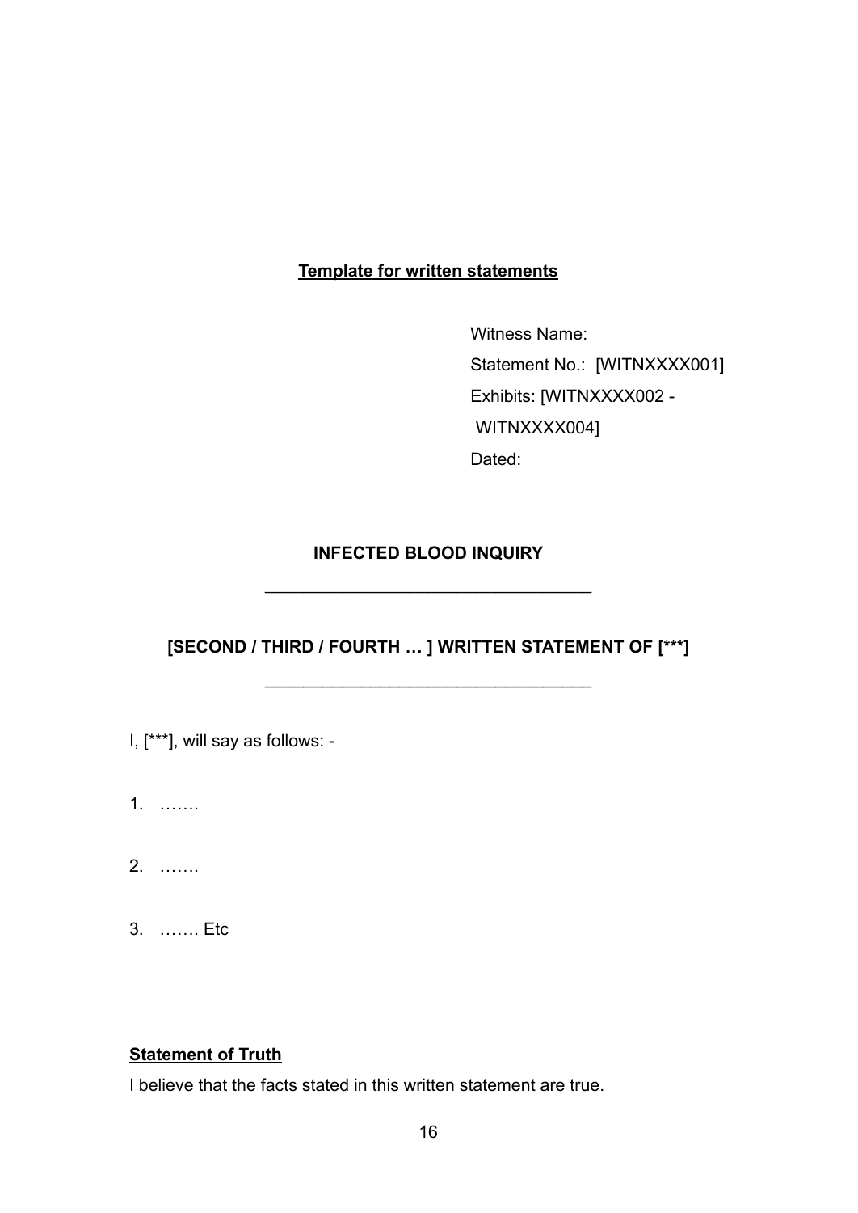**Template for written statements**

Witness Name:
Statement No.: [WITNXXXX001]
Exhibits: [WITNXXXX002 - WITNXXXX004]
Dated:

**INFECTED BLOOD INQUIRY**

---

**[SECOND / THIRD / FOURTH … ] WRITTEN STATEMENT OF [***]**

---

I, [***], will say as follows: -

1. …….

2. …….

3. ……. Etc

**Statement of Truth**

I believe that the facts stated in this written statement are true.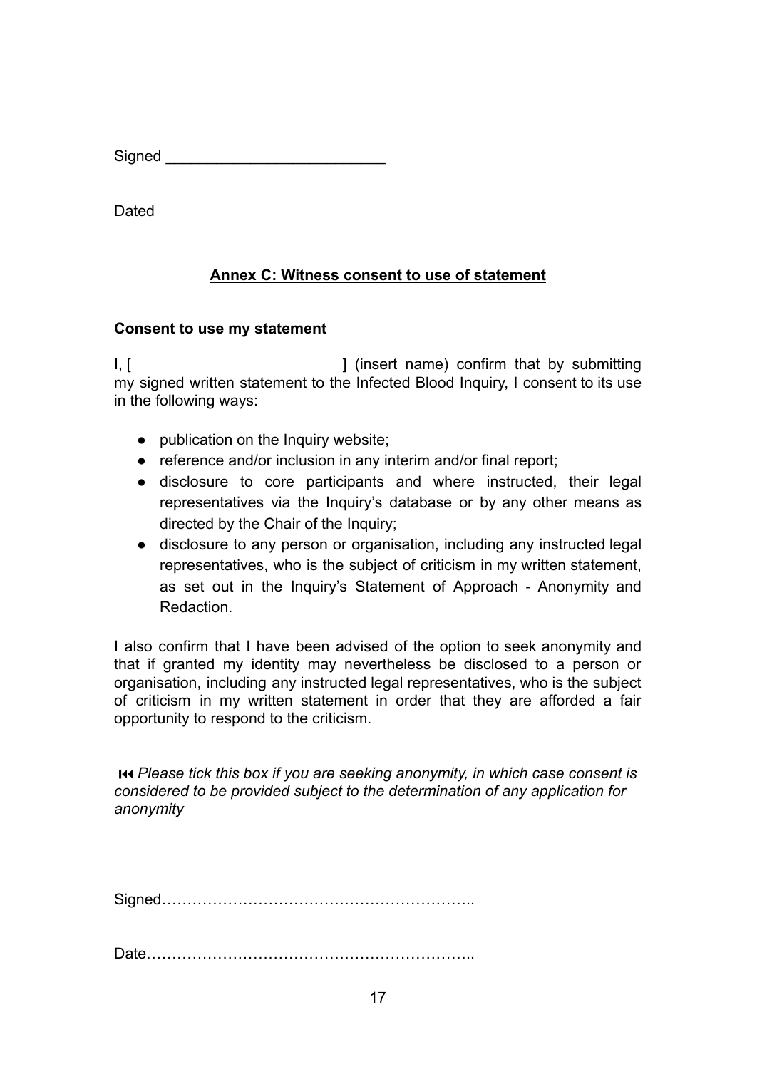Signed \_\_\_\_\_\_\_\_\_\_\_\_\_\_\_\_\_\_\_\_\_\_\_\_\_\_

Dated

## Annex C: Witness consent to use of statement

**Consent to use my statement**

I, [                                        ] (insert name) confirm that by submitting my signed written statement to the Infected Blood Inquiry, I consent to its use in the following ways:

- publication on the Inquiry website;
- reference and/or inclusion in any interim and/or final report;
- disclosure to core participants and where instructed, their legal representatives via the Inquiry's database or by any other means as directed by the Chair of the Inquiry;
- disclosure to any person or organisation, including any instructed legal representatives, who is the subject of criticism in my written statement, as set out in the Inquiry's Statement of Approach - Anonymity and Redaction.

I also confirm that I have been advised of the option to seek anonymity and that if granted my identity may nevertheless be disclosed to a person or organisation, including any instructed legal representatives, who is the subject of criticism in my written statement in order that they are afforded a fair opportunity to respond to the criticism.

⏮ *Please tick this box if you are seeking anonymity, in which case consent is considered to be provided subject to the determination of any application for anonymity*

Signed…………………………………………………..

Date……………………………………………………..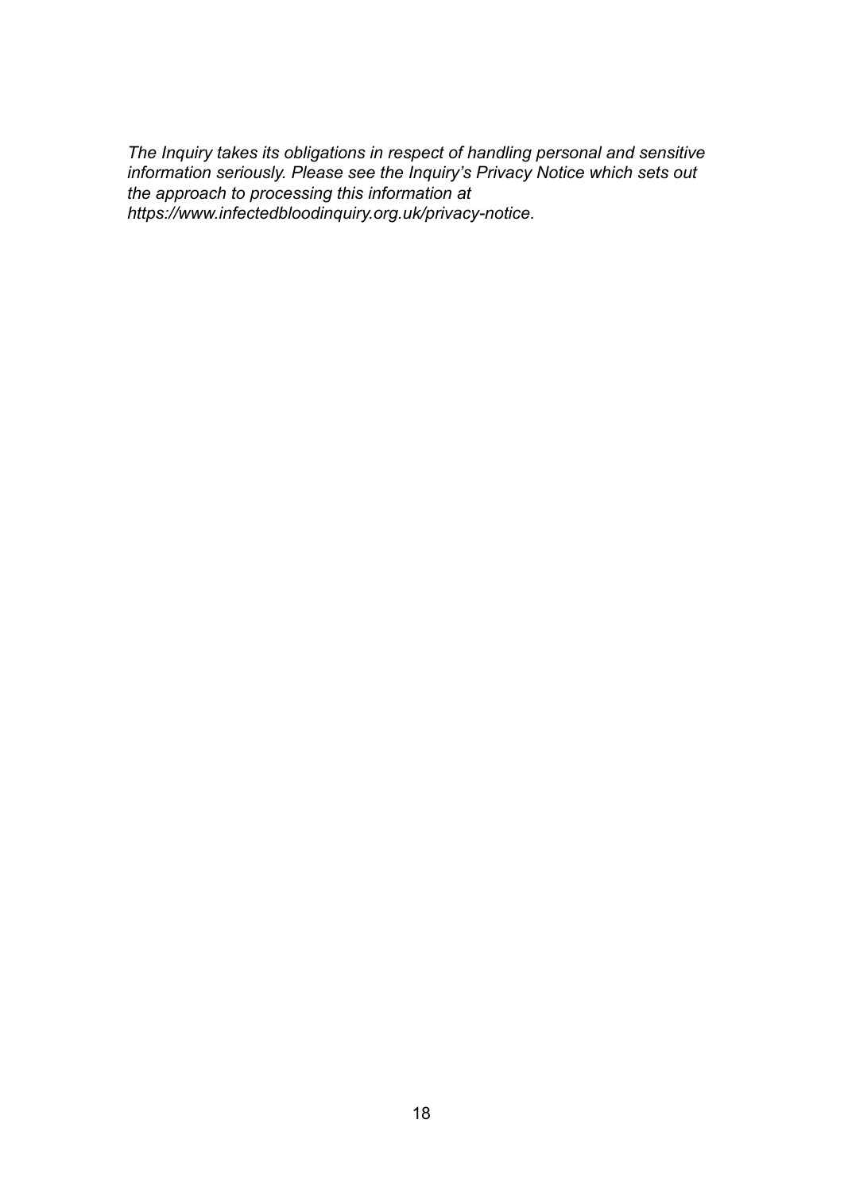*The Inquiry takes its obligations in respect of handling personal and sensitive information seriously. Please see the Inquiry's Privacy Notice which sets out the approach to processing this information at https://www.infectedbloodinquiry.org.uk/privacy-notice.*